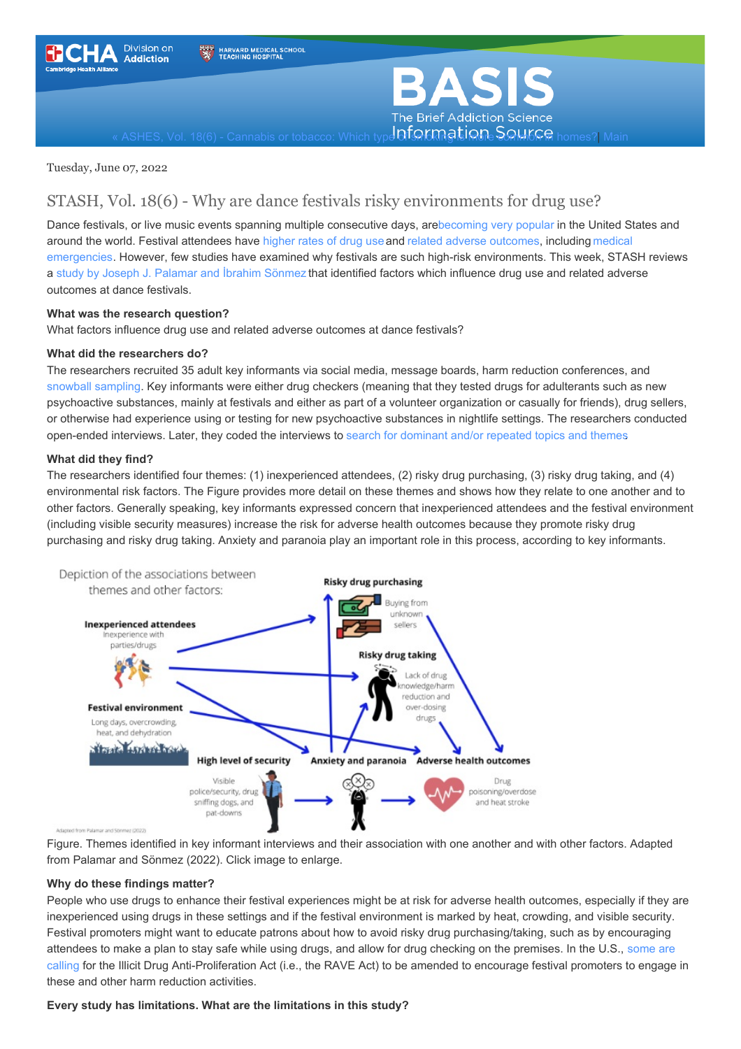Tuesday, June 07, 2022

# STASH, Vol. 18(6) - Why are dance festivals risky environments for drug use?

Dance festivals, or live music events spanning multiple consecutive days, are becoming very popular in the United States and around the world. Festival attendees have higher rates of drug use and related adverse outcomes, including medical emergencies. However, few studies have examined why festivals are such high-risk environments. This week, STASH reviews a study by Joseph J. Palamar and İbrahim Sönmez that identified factors which influence drug use and related adverse outcomes at dance festivals.

**What was the research question?**
What factors influence drug use and related adverse outcomes at dance festivals?

**What did the researchers do?**
The researchers recruited 35 adult key informants via social media, message boards, harm reduction conferences, and snowball sampling. Key informants were either drug checkers (meaning that they tested drugs for adulterants such as new psychoactive substances, mainly at festivals and either as part of a volunteer organization or casually for friends), drug sellers, or otherwise had experience using or testing for new psychoactive substances in nightlife settings. The researchers conducted open-ended interviews. Later, they coded the interviews to search for dominant and/or repeated topics and themes

**What did they find?**
The researchers identified four themes: (1) inexperienced attendees, (2) risky drug purchasing, (3) risky drug taking, and (4) environmental risk factors. The Figure provides more detail on these themes and shows how they relate to one another and to other factors. Generally speaking, key informants expressed concern that inexperienced attendees and the festival environment (including visible security measures) increase the risk for adverse health outcomes because they promote risky drug purchasing and risky drug taking. Anxiety and paranoia play an important role in this process, according to key informants.

Figure. Themes identified in key informant interviews and their association with one another and with other factors. Adapted from Palamar and Sönmez (2022). Click image to enlarge.

**Why do these findings matter?**
People who use drugs to enhance their festival experiences might be at risk for adverse health outcomes, especially if they are inexperienced using drugs in these settings and if the festival environment is marked by heat, crowding, and visible security. Festival promoters might want to educate patrons about how to avoid risky drug purchasing/taking, such as by encouraging attendees to make a plan to stay safe while using drugs, and allow for drug checking on the premises. In the U.S., some are calling for the Illicit Drug Anti-Proliferation Act (i.e., the RAVE Act) to be amended to encourage festival promoters to engage in these and other harm reduction activities.

**Every study has limitations. What are the limitations in this study?**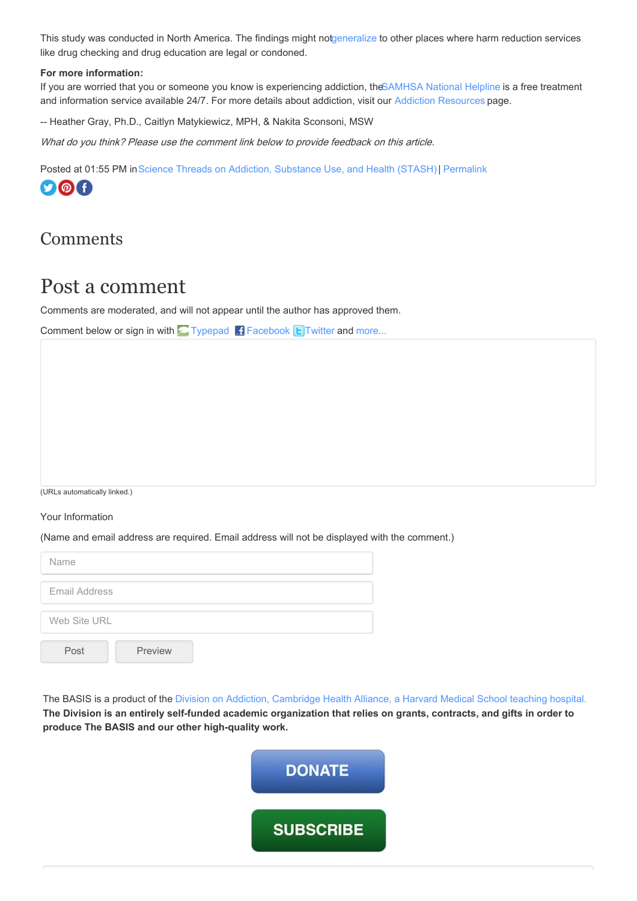This study was conducted in North America. The findings might not generalize to other places where harm reduction services like drug checking and drug education are legal or condoned.

**For more information:**
If you are worried that you or someone you know is experiencing addiction, the SAMHSA National Helpline is a free treatment and information service available 24/7. For more details about addiction, visit our Addiction Resources page.

-- Heather Gray, Ph.D., Caitlyn Matykiewicz, MPH, & Nakita Sconsoni, MSW

*What do you think? Please use the comment link below to provide feedback on this article.*

Posted at 01:55 PM in Science Threads on Addiction, Substance Use, and Health (STASH) | Permalink

## Comments

## Post a comment

Comments are moderated, and will not appear until the author has approved them.

Comment below or sign in with Typepad Facebook Twitter and more...

(URLs automatically linked.)

Your Information

(Name and email address are required. Email address will not be displayed with the comment.)

Name

Email Address

Web Site URL

Post Preview

The BASIS is a product of the Division on Addiction, Cambridge Health Alliance, a Harvard Medical School teaching hospital.
**The Division is an entirely self-funded academic organization that relies on grants, contracts, and gifts in order to produce The BASIS and our other high-quality work.**

DONATE

SUBSCRIBE